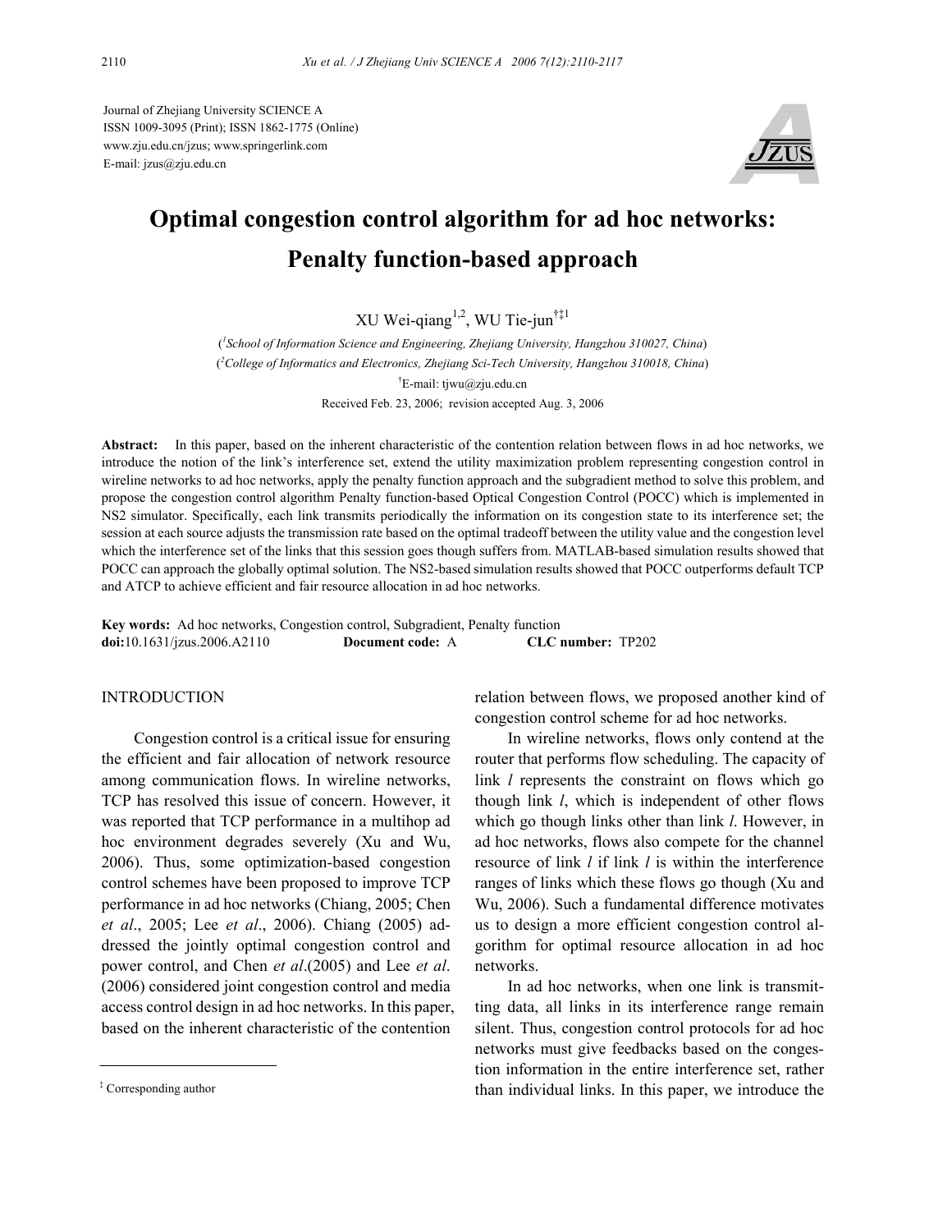Journal of Zhejiang University SCIENCE A
ISSN 1009-3095 (Print); ISSN 1862-1775 (Online)
www.zju.edu.cn/jzus; www.springerlink.com
E-mail: jzus@zju.edu.cn

# Optimal congestion control algorithm for ad hoc networks: Penalty function-based approach

XU Wei-qiang[1,2], WU Tie-jun[†‡1]

([1]School of Information Science and Engineering, Zhejiang University, Hangzhou 310027, China)
([2]College of Informatics and Electronics, Zhejiang Sci-Tech University, Hangzhou 310018, China)
[†]E-mail: tjwu@zju.edu.cn
Received Feb. 23, 2006; revision accepted Aug. 3, 2006

**Abstract:** In this paper, based on the inherent characteristic of the contention relation between flows in ad hoc networks, we introduce the notion of the link's interference set, extend the utility maximization problem representing congestion control in wireline networks to ad hoc networks, apply the penalty function approach and the subgradient method to solve this problem, and propose the congestion control algorithm Penalty function-based Optical Congestion Control (POCC) which is implemented in NS2 simulator. Specifically, each link transmits periodically the information on its congestion state to its interference set; the session at each source adjusts the transmission rate based on the optimal tradeoff between the utility value and the congestion level which the interference set of the links that this session goes though suffers from. MATLAB-based simulation results showed that POCC can approach the globally optimal solution. The NS2-based simulation results showed that POCC outperforms default TCP and ATCP to achieve efficient and fair resource allocation in ad hoc networks.

**Key words:** Ad hoc networks, Congestion control, Subgradient, Penalty function
**doi:**10.1631/jzus.2006.A2110 **Document code:** A **CLC number:** TP202

## INTRODUCTION

Congestion control is a critical issue for ensuring the efficient and fair allocation of network resource among communication flows. In wireline networks, TCP has resolved this issue of concern. However, it was reported that TCP performance in a multihop ad hoc environment degrades severely (Xu and Wu, 2006). Thus, some optimization-based congestion control schemes have been proposed to improve TCP performance in ad hoc networks (Chiang, 2005; Chen *et al*., 2005; Lee *et al*., 2006). Chiang (2005) addressed the jointly optimal congestion control and power control, and Chen *et al*.(2005) and Lee *et al*. (2006) considered joint congestion control and media access control design in ad hoc networks. In this paper, based on the inherent characteristic of the contention relation between flows, we proposed another kind of congestion control scheme for ad hoc networks.

In wireline networks, flows only contend at the router that performs flow scheduling. The capacity of link $l$ represents the constraint on flows which go though link $l$, which is independent of other flows which go though links other than link $l$. However, in ad hoc networks, flows also compete for the channel resource of link $l$ if link $l$ is within the interference ranges of links which these flows go though (Xu and Wu, 2006). Such a fundamental difference motivates us to design a more efficient congestion control algorithm for optimal resource allocation in ad hoc networks.

In ad hoc networks, when one link is transmitting data, all links in its interference range remain silent. Thus, congestion control protocols for ad hoc networks must give feedbacks based on the congestion information in the entire interference set, rather than individual links. In this paper, we introduce the

[‡] Corresponding author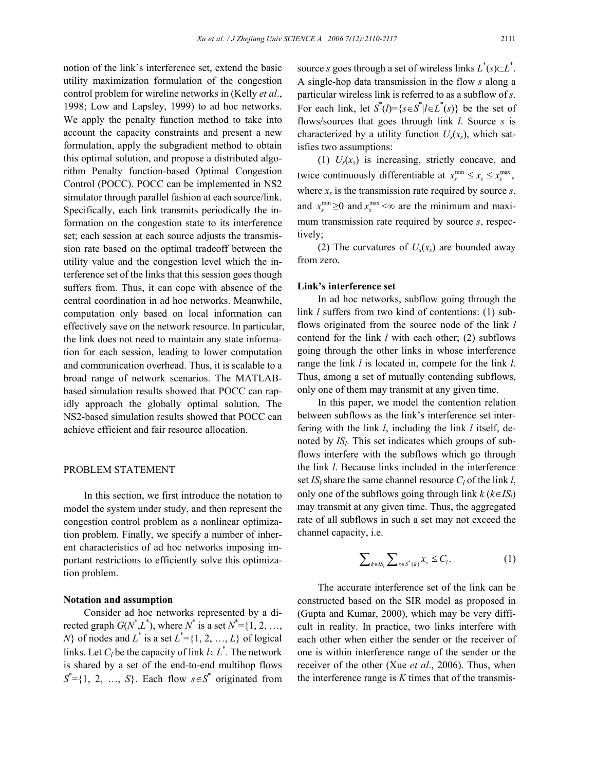notion of the link's interference set, extend the basic utility maximization formulation of the congestion control problem for wireline networks in (Kelly *et al*., 1998; Low and Lapsley, 1999) to ad hoc networks. We apply the penalty function method to take into account the capacity constraints and present a new formulation, apply the subgradient method to obtain this optimal solution, and propose a distributed algorithm Penalty function-based Optimal Congestion Control (POCC). POCC can be implemented in NS2 simulator through parallel fashion at each source/link. Specifically, each link transmits periodically the information on the congestion state to its interference set; each session at each source adjusts the transmission rate based on the optimal tradeoff between the utility value and the congestion level which the interference set of the links that this session goes though suffers from. Thus, it can cope with absence of the central coordination in ad hoc networks. Meanwhile, computation only based on local information can effectively save on the network resource. In particular, the link does not need to maintain any state information for each session, leading to lower computation and communication overhead. Thus, it is scalable to a broad range of network scenarios. The MATLAB-based simulation results showed that POCC can rapidly approach the globally optimal solution. The NS2-based simulation results showed that POCC can achieve efficient and fair resource allocation.

## PROBLEM STATEMENT

In this section, we first introduce the notation to model the system under study, and then represent the congestion control problem as a nonlinear optimization problem. Finally, we specify a number of inherent characteristics of ad hoc networks imposing important restrictions to efficiently solve this optimization problem.

### Notation and assumption

Consider ad hoc networks represented by a directed graph $G(N^*,L^*)$, where $N^*$ is a set $N^*=\{1, 2, \ldots, N\}$ of nodes and $L^*$ is a set $L^*=\{1, 2, \ldots, L\}$ of logical links. Let $C_l$ be the capacity of link $l\in L^*$. The network is shared by a set of the end-to-end multihop flows $S^*=\{1, 2, \ldots, S\}$. Each flow $s\in S^*$ originated from source $s$ goes through a set of wireless links $L^*(s)\subset L^*$. A single-hop data transmission in the flow $s$ along a particular wireless link is referred to as a subflow of $s$. For each link, let $S^*(l)=\{s\in S^*|l\in L^*(s)\}$ be the set of flows/sources that goes through link $l$. Source $s$ is characterized by a utility function $U_s(x_s)$, which satisfies two assumptions:

(1) $U_s(x_s)$ is increasing, strictly concave, and twice continuously differentiable at $x_s^{\min} \le x_s \le x_s^{\max}$, where $x_s$ is the transmission rate required by source $s$, and $x_s^{\min} \ge 0$ and $x_s^{\max} < \infty$ are the minimum and maximum transmission rate required by source $s$, respectively;

(2) The curvatures of $U_s(x_s)$ are bounded away from zero.

### Link's interference set

In ad hoc networks, subflow going through the link $l$ suffers from two kind of contentions: (1) subflows originated from the source node of the link $l$ contend for the link $l$ with each other; (2) subflows going through the other links in whose interference range the link $l$ is located in, compete for the link $l$. Thus, among a set of mutually contending subflows, only one of them may transmit at any given time.

In this paper, we model the contention relation between subflows as the link's interference set interfering with the link $l$, including the link $l$ itself, denoted by $IS_l$. This set indicates which groups of subflows interfere with the subflows which go through the link $l$. Because links included in the interference set $IS_l$ share the same channel resource $C_l$ of the link $l$, only one of the subflows going through link $k$ ($k\in IS_l$) may transmit at any given time. Thus, the aggregated rate of all subflows in such a set may not exceed the channel capacity, i.e.

$$\sum_{k\in IS_l} \sum_{s\in S^*(k)} x_s \le C_l. \tag{1}$$

The accurate interference set of the link can be constructed based on the SIR model as proposed in (Gupta and Kumar, 2000), which may be very difficult in reality. In practice, two links interfere with each other when either the sender or the receiver of one is within interference range of the sender or the receiver of the other (Xue *et al*., 2006). Thus, when the interference range is $K$ times that of the transmis-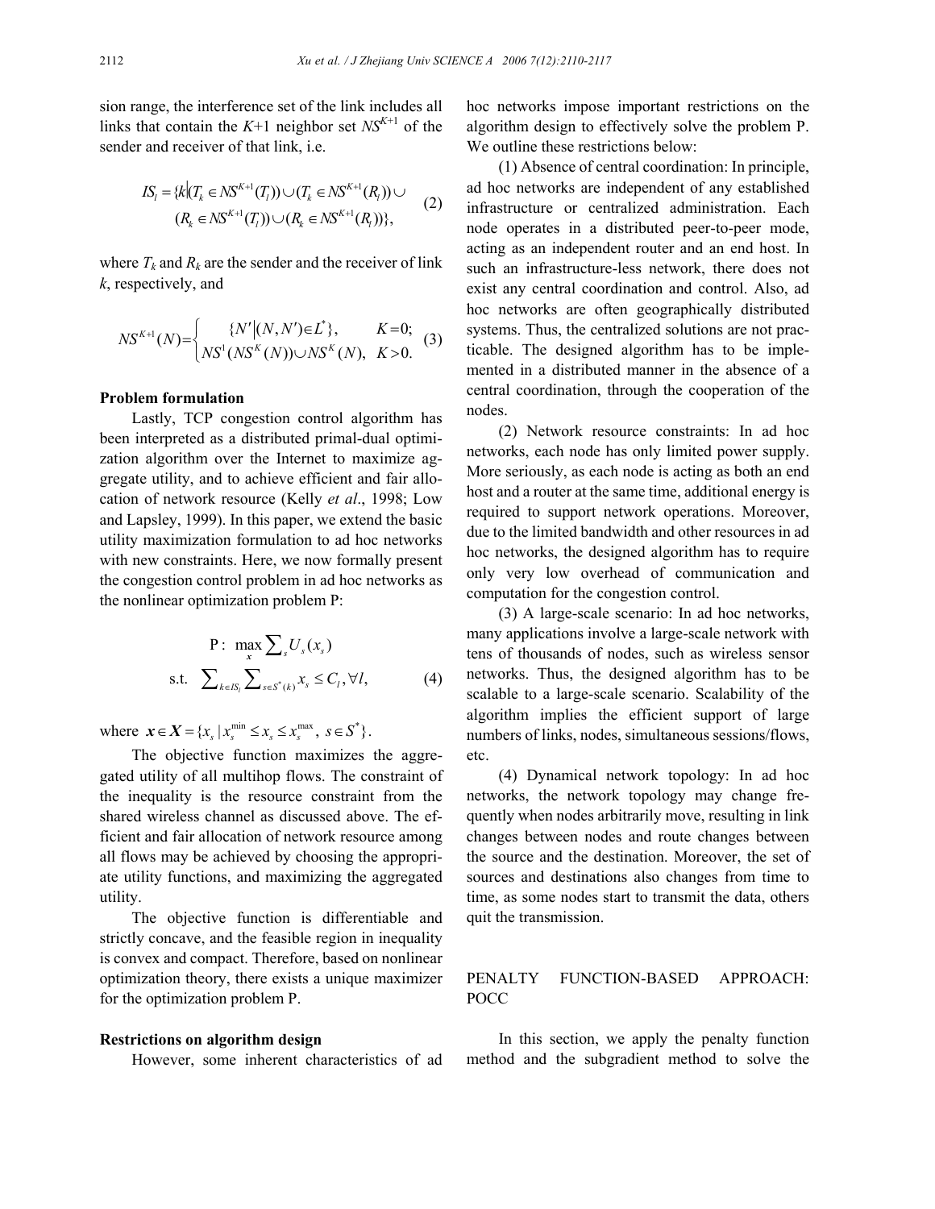sion range, the interference set of the link includes all links that contain the $K$+1 neighbor set $NS^{K+1}$ of the sender and receiver of that link, i.e.

$$IS_l = \{k | (T_k \in NS^{K+1}(T_l)) \cup (T_k \in NS^{K+1}(R_l)) \cup (R_k \in NS^{K+1}(T_l)) \cup (R_k \in NS^{K+1}(R_l))\}, \tag{2}$$

where $T_k$ and $R_k$ are the sender and the receiver of link $k$, respectively, and

$$NS^{K+1}(N) = \begin{cases} \{N' | (N, N') \in L^*\}, & K = 0; \\ NS^1(NS^K(N)) \cup NS^K(N), & K > 0. \end{cases} \tag{3}$$

### Problem formulation

Lastly, TCP congestion control algorithm has been interpreted as a distributed primal-dual optimization algorithm over the Internet to maximize aggregate utility, and to achieve efficient and fair allocation of network resource (Kelly *et al*., 1998; Low and Lapsley, 1999). In this paper, we extend the basic utility maximization formulation to ad hoc networks with new constraints. Here, we now formally present the congestion control problem in ad hoc networks as the nonlinear optimization problem P:

$$\begin{aligned} &\text{P}: \ \max_{\boldsymbol{x}} \sum\nolimits_s U_s(x_s) \\ &\text{s.t.} \ \ \sum\nolimits_{k \in IS_l} \sum\nolimits_{s \in S^*(k)} x_s \le C_l, \forall l, \end{aligned} \tag{4}$$

where $\boldsymbol{x} \in \boldsymbol{X} = \{x_s \mid x_s^{\min} \le x_s \le x_s^{\max}, \ s \in S^*\}$.

The objective function maximizes the aggregated utility of all multihop flows. The constraint of the inequality is the resource constraint from the shared wireless channel as discussed above. The efficient and fair allocation of network resource among all flows may be achieved by choosing the appropriate utility functions, and maximizing the aggregated utility.

The objective function is differentiable and strictly concave, and the feasible region in inequality is convex and compact. Therefore, based on nonlinear optimization theory, there exists a unique maximizer for the optimization problem P.

### Restrictions on algorithm design

However, some inherent characteristics of ad hoc networks impose important restrictions on the algorithm design to effectively solve the problem P. We outline these restrictions below:

(1) Absence of central coordination: In principle, ad hoc networks are independent of any established infrastructure or centralized administration. Each node operates in a distributed peer-to-peer mode, acting as an independent router and an end host. In such an infrastructure-less network, there does not exist any central coordination and control. Also, ad hoc networks are often geographically distributed systems. Thus, the centralized solutions are not practicable. The designed algorithm has to be implemented in a distributed manner in the absence of a central coordination, through the cooperation of the nodes.

(2) Network resource constraints: In ad hoc networks, each node has only limited power supply. More seriously, as each node is acting as both an end host and a router at the same time, additional energy is required to support network operations. Moreover, due to the limited bandwidth and other resources in ad hoc networks, the designed algorithm has to require only very low overhead of communication and computation for the congestion control.

(3) A large-scale scenario: In ad hoc networks, many applications involve a large-scale network with tens of thousands of nodes, such as wireless sensor networks. Thus, the designed algorithm has to be scalable to a large-scale scenario. Scalability of the algorithm implies the efficient support of large numbers of links, nodes, simultaneous sessions/flows, etc.

(4) Dynamical network topology: In ad hoc networks, the network topology may change frequently when nodes arbitrarily move, resulting in link changes between nodes and route changes between the source and the destination. Moreover, the set of sources and destinations also changes from time to time, as some nodes start to transmit the data, others quit the transmission.

## PENALTY FUNCTION-BASED APPROACH: POCC

In this section, we apply the penalty function method and the subgradient method to solve the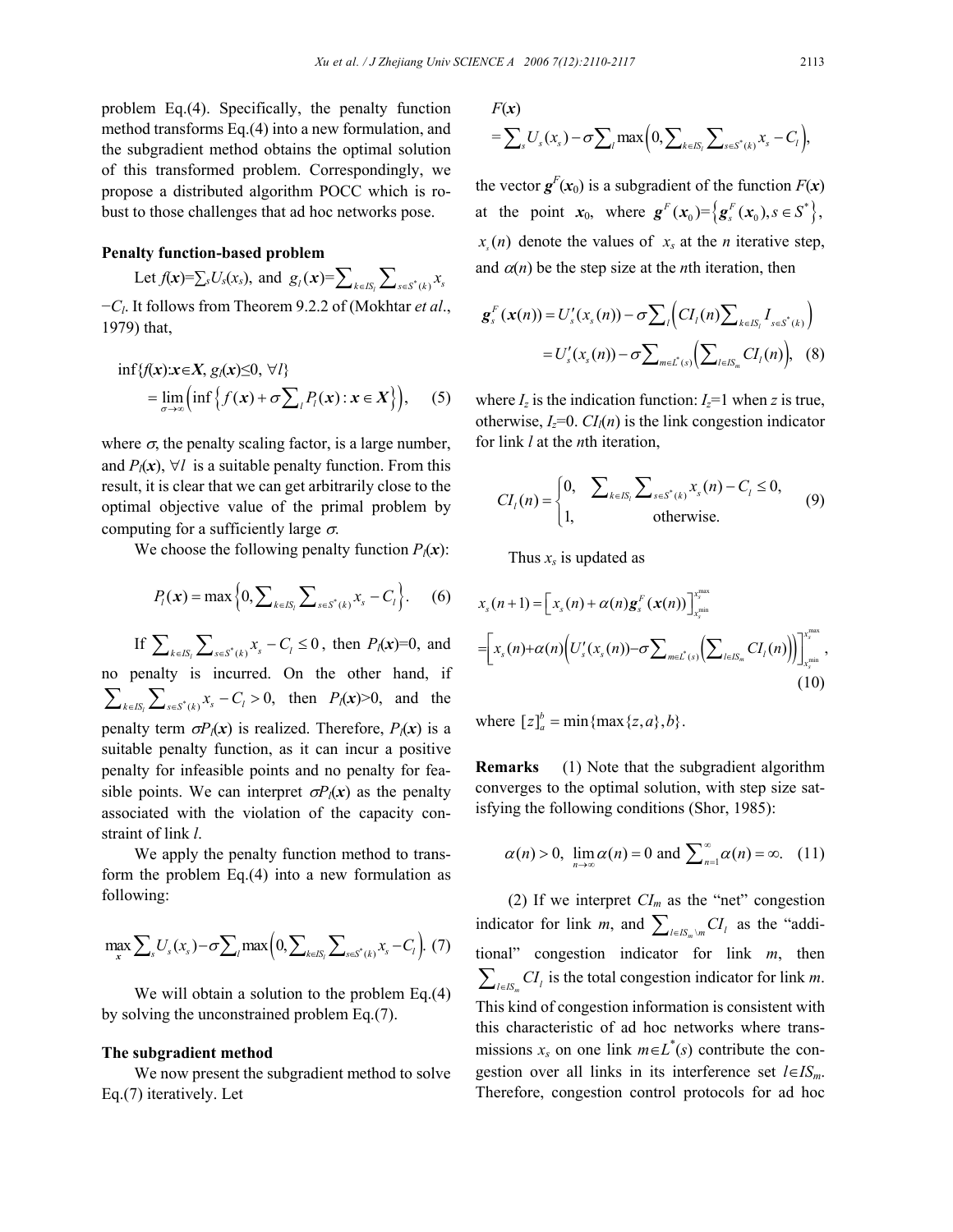problem Eq.(4). Specifically, the penalty function method transforms Eq.(4) into a new formulation, and the subgradient method obtains the optimal solution of this transformed problem. Correspondingly, we propose a distributed algorithm POCC which is robust to those challenges that ad hoc networks pose.

**Penalty function-based problem**

Let $f(\boldsymbol{x})=\sum_s U_s(x_s)$, and $g_l(\boldsymbol{x})=\sum_{k\in IS_l}\sum_{s\in S^*(k)} x_s - C_l$. It follows from Theorem 9.2.2 of (Mokhtar *et al*., 1979) that,

$$\inf\{f(\boldsymbol{x}):\boldsymbol{x}\in \boldsymbol{X}, g_l(\boldsymbol{x})\le 0, \forall l\} = \lim_{\sigma\to\infty}\left(\inf\left\{f(\boldsymbol{x})+\sigma\sum_l P_l(\boldsymbol{x}):\boldsymbol{x}\in\boldsymbol{X}\right\}\right), \quad (5)$$

where $\sigma$, the penalty scaling factor, is a large number, and $P_l(\boldsymbol{x})$, $\forall l$ is a suitable penalty function. From this result, it is clear that we can get arbitrarily close to the optimal objective value of the primal problem by computing for a sufficiently large $\sigma$.

We choose the following penalty function $P_l(\boldsymbol{x})$:

$$P_l(\boldsymbol{x}) = \max\left\{0, \sum_{k\in IS_l}\sum_{s\in S^*(k)} x_s - C_l\right\}. \quad (6)$$

If $\sum_{k\in IS_l}\sum_{s\in S^*(k)} x_s - C_l \le 0$, then $P_l(\boldsymbol{x})=0$, and no penalty is incurred. On the other hand, if $\sum_{k\in IS_l}\sum_{s\in S^*(k)} x_s - C_l > 0$, then $P_l(\boldsymbol{x})>0$, and the penalty term $\sigma P_l(\boldsymbol{x})$ is realized. Therefore, $P_l(\boldsymbol{x})$ is a suitable penalty function, as it can incur a positive penalty for infeasible points and no penalty for feasible points. We can interpret $\sigma P_l(\boldsymbol{x})$ as the penalty associated with the violation of the capacity constraint of link $l$.

We apply the penalty function method to transform the problem Eq.(4) into a new formulation as following:

$$\max_{\boldsymbol{x}} \sum_s U_s(x_s) - \sigma\sum_l \max\left(0, \sum_{k\in IS_l}\sum_{s\in S^*(k)} x_s - C_l\right). \quad (7)$$

We will obtain a solution to the problem Eq.(4) by solving the unconstrained problem Eq.(7).

**The subgradient method**

We now present the subgradient method to solve Eq.(7) iteratively. Let

$$F(\boldsymbol{x}) = \sum_s U_s(x_s) - \sigma\sum_l \max\left(0, \sum_{k\in IS_l}\sum_{s\in S^*(k)} x_s - C_l\right),$$

the vector $\boldsymbol{g}^F(\boldsymbol{x}_0)$ is a subgradient of the function $F(\boldsymbol{x})$ at the point $\boldsymbol{x}_0$, where $\boldsymbol{g}^F(\boldsymbol{x}_0)=\left\{\boldsymbol{g}_s^F(\boldsymbol{x}_0), s\in S^*\right\}$, $x_s(n)$ denote the values of $x_s$ at the $n$ iterative step, and $\alpha(n)$ be the step size at the $n$th iteration, then

$$\boldsymbol{g}_s^F(\boldsymbol{x}(n)) = U_s'(x_s(n)) - \sigma\sum_l\left(CI_l(n)\sum_{k\in IS_l} I_{s\in S^*(k)}\right) = U_s'(x_s(n)) - \sigma\sum_{m\in L^*(s)}\left(\sum_{l\in IS_m} CI_l(n)\right), \quad (8)$$

where $I_z$ is the indication function: $I_z=1$ when $z$ is true, otherwise, $I_z=0$. $CI_l(n)$ is the link congestion indicator for link $l$ at the $n$th iteration,

$$CI_l(n) = \begin{cases} 0, & \sum_{k\in IS_l}\sum_{s\in S^*(k)} x_s(n) - C_l \le 0, \\ 1, & \text{otherwise.} \end{cases} \quad (9)$$

Thus $x_s$ is updated as

$$x_s(n+1) = \left[x_s(n) + \alpha(n)\boldsymbol{g}_s^F(\boldsymbol{x}(n))\right]_{x_s^{\min}}^{x_s^{\max}} = \left[x_s(n) + \alpha(n)\left(U_s'(x_s(n)) - \sigma\sum_{m\in L^*(s)}\left(\sum_{l\in IS_m} CI_l(n)\right)\right)\right]_{x_s^{\min}}^{x_s^{\max}}, \quad (10)$$

where $[z]_a^b = \min\{\max\{z,a\}, b\}$.

**Remarks** (1) Note that the subgradient algorithm converges to the optimal solution, with step size satisfying the following conditions (Shor, 1985):

$$\alpha(n) > 0, \ \lim_{n\to\infty}\alpha(n) = 0 \text{ and } \sum_{n=1}^{\infty}\alpha(n) = \infty. \quad (11)$$

(2) If we interpret $CI_m$ as the "net" congestion indicator for link $m$, and $\sum_{l\in IS_m\setminus m} CI_l$ as the "additional" congestion indicator for link $m$, then $\sum_{l\in IS_m} CI_l$ is the total congestion indicator for link $m$. This kind of congestion information is consistent with this characteristic of ad hoc networks where transmissions $x_s$ on one link $m\in L^*(s)$ contribute the congestion over all links in its interference set $l\in IS_m$. Therefore, congestion control protocols for ad hoc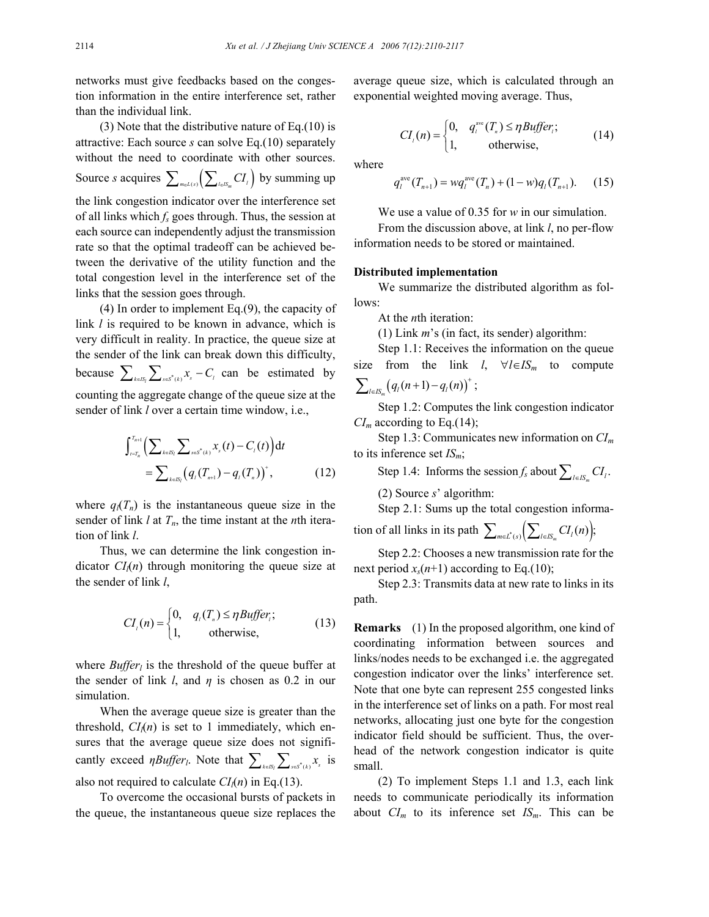networks must give feedbacks based on the congestion information in the entire interference set, rather than the individual link.

(3) Note that the distributive nature of Eq.(10) is attractive: Each source $s$ can solve Eq.(10) separately without the need to coordinate with other sources. Source $s$ acquires $\sum_{m\in L(s)}\left(\sum_{l\in IS_m} CI_l\right)$ by summing up the link congestion indicator over the interference set of all links which $f_s$ goes through. Thus, the session at each source can independently adjust the transmission rate so that the optimal tradeoff can be achieved between the derivative of the utility function and the total congestion level in the interference set of the links that the session goes through.

(4) In order to implement Eq.(9), the capacity of link $l$ is required to be known in advance, which is very difficult in reality. In practice, the queue size at the sender of the link can break down this difficulty, because $\sum_{k\in IS_l}\sum_{s\in S^*(k)} x_s - C_l$ can be estimated by counting the aggregate change of the queue size at the sender of link $l$ over a certain time window, i.e.,

$$\int_{t=T_n}^{T_{n+1}}\left(\sum_{k\in IS_l}\sum_{s\in S^*(k)} x_s(t) - C_l(t)\right)\mathrm{d}t = \sum_{k\in IS_l}\left(q_l(T_{n+1}) - q_l(T_n)\right)^+, \tag{12}$$

where $q_l(T_n)$ is the instantaneous queue size in the sender of link $l$ at $T_n$, the time instant at the $n$th iteration of link $l$.

Thus, we can determine the link congestion indicator $CI_l(n)$ through monitoring the queue size at the sender of link $l$,

$$CI_l(n) = \begin{cases} 0, & q_l(T_n) \le \eta Buffer_l; \\ 1, & \text{otherwise}, \end{cases} \tag{13}$$

where $Buffer_l$ is the threshold of the queue buffer at the sender of link $l$, and $\eta$ is chosen as 0.2 in our simulation.

When the average queue size is greater than the threshold, $CI_l(n)$ is set to 1 immediately, which ensures that the average queue size does not significantly exceed $\eta Buffer_l$. Note that $\sum_{k\in IS_l}\sum_{s\in S^*(k)} x_s$ is also not required to calculate $CI_l(n)$ in Eq.(13).

To overcome the occasional bursts of packets in the queue, the instantaneous queue size replaces the average queue size, which is calculated through an exponential weighted moving average. Thus,

$$CI_l(n) = \begin{cases} 0, & q_l^{\text{ave}}(T_n) \le \eta Buffer_l; \\ 1, & \text{otherwise}, \end{cases} \tag{14}$$

where

$$q_l^{\text{ave}}(T_{n+1}) = wq_l^{\text{ave}}(T_n) + (1-w)q_l(T_{n+1}). \tag{15}$$

We use a value of 0.35 for $w$ in our simulation.

From the discussion above, at link $l$, no per-flow information needs to be stored or maintained.

**Distributed implementation**

We summarize the distributed algorithm as follows:

At the $n$th iteration:

(1) Link $m$'s (in fact, its sender) algorithm:

Step 1.1: Receives the information on the queue size from the link $l$, $\forall l\in IS_m$ to compute $\sum_{l\in IS_m}\left(q_l(n+1) - q_l(n)\right)^+$;

Step 1.2: Computes the link congestion indicator $CI_m$ according to Eq.(14);

Step 1.3: Communicates new information on $CI_m$ to its inference set $IS_m$;

Step 1.4: Informs the session $f_s$ about $\sum_{l\in IS_m} CI_l$.

(2) Source $s$' algorithm:

Step 2.1: Sums up the total congestion information of all links in its path $\sum_{m\in L^*(s)}\left(\sum_{l\in IS_m} CI_l(n)\right)$;

Step 2.2: Chooses a new transmission rate for the next period $x_s(n+1)$ according to Eq.(10);

Step 2.3: Transmits data at new rate to links in its path.

**Remarks** (1) In the proposed algorithm, one kind of coordinating information between sources and links/nodes needs to be exchanged i.e. the aggregated congestion indicator over the links' interference set. Note that one byte can represent 255 congested links in the interference set of links on a path. For most real networks, allocating just one byte for the congestion indicator field should be sufficient. Thus, the overhead of the network congestion indicator is quite small.

(2) To implement Steps 1.1 and 1.3, each link needs to communicate periodically its information about $CI_m$ to its inference set $IS_m$. This can be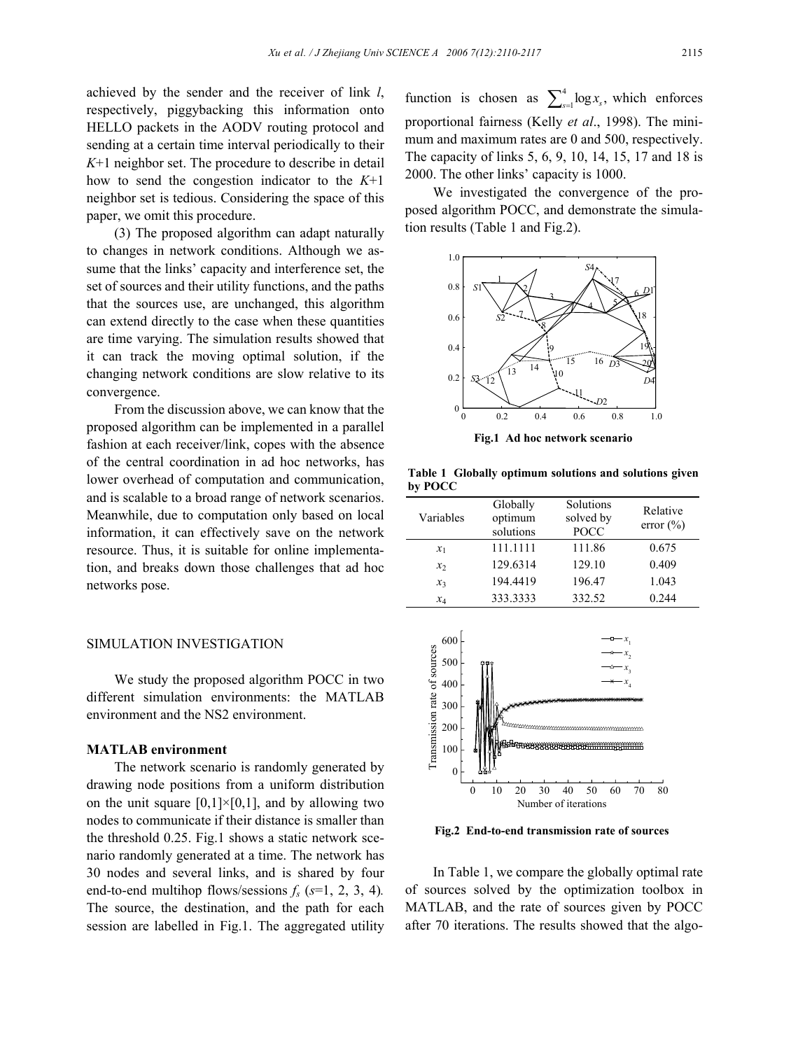achieved by the sender and the receiver of link $l$, respectively, piggybacking this information onto HELLO packets in the AODV routing protocol and sending at a certain time interval periodically to their $K$+1 neighbor set. The procedure to describe in detail how to send the congestion indicator to the $K$+1 neighbor set is tedious. Considering the space of this paper, we omit this procedure.

(3) The proposed algorithm can adapt naturally to changes in network conditions. Although we assume that the links' capacity and interference set, the set of sources and their utility functions, and the paths that the sources use, are unchanged, this algorithm can extend directly to the case when these quantities are time varying. The simulation results showed that it can track the moving optimal solution, if the changing network conditions are slow relative to its convergence.

From the discussion above, we can know that the proposed algorithm can be implemented in a parallel fashion at each receiver/link, copes with the absence of the central coordination in ad hoc networks, has lower overhead of computation and communication, and is scalable to a broad range of network scenarios. Meanwhile, due to computation only based on local information, it can effectively save on the network resource. Thus, it is suitable for online implementation, and breaks down those challenges that ad hoc networks pose.

## SIMULATION INVESTIGATION

We study the proposed algorithm POCC in two different simulation environments: the MATLAB environment and the NS2 environment.

### MATLAB environment

The network scenario is randomly generated by drawing node positions from a uniform distribution on the unit square [0,1]×[0,1], and by allowing two nodes to communicate if their distance is smaller than the threshold 0.25. Fig.1 shows a static network scenario randomly generated at a time. The network has 30 nodes and several links, and is shared by four end-to-end multihop flows/sessions $f_s$ ($s$=1, 2, 3, 4). The source, the destination, and the path for each session are labelled in Fig.1. The aggregated utility function is chosen as $\sum_{s=1}^{4}\log x_s$, which enforces proportional fairness (Kelly *et al*., 1998). The minimum and maximum rates are 0 and 500, respectively. The capacity of links 5, 6, 9, 10, 14, 15, 17 and 18 is 2000. The other links' capacity is 1000.

We investigated the convergence of the proposed algorithm POCC, and demonstrate the simulation results (Table 1 and Fig.2).

**Fig.1 Ad hoc network scenario**

**Table 1 Globally optimum solutions and solutions given by POCC**

| Variables | Globally optimum solutions | Solutions solved by POCC | Relative error (%) |
|---|---|---|---|
| $x_1$ | 111.1111 | 111.86 | 0.675 |
| $x_2$ | 129.6314 | 129.10 | 0.409 |
| $x_3$ | 194.4419 | 196.47 | 1.043 |
| $x_4$ | 333.3333 | 332.52 | 0.244 |

**Fig.2 End-to-end transmission rate of sources**

In Table 1, we compare the globally optimal rate of sources solved by the optimization toolbox in MATLAB, and the rate of sources given by POCC after 70 iterations. The results showed that the algo-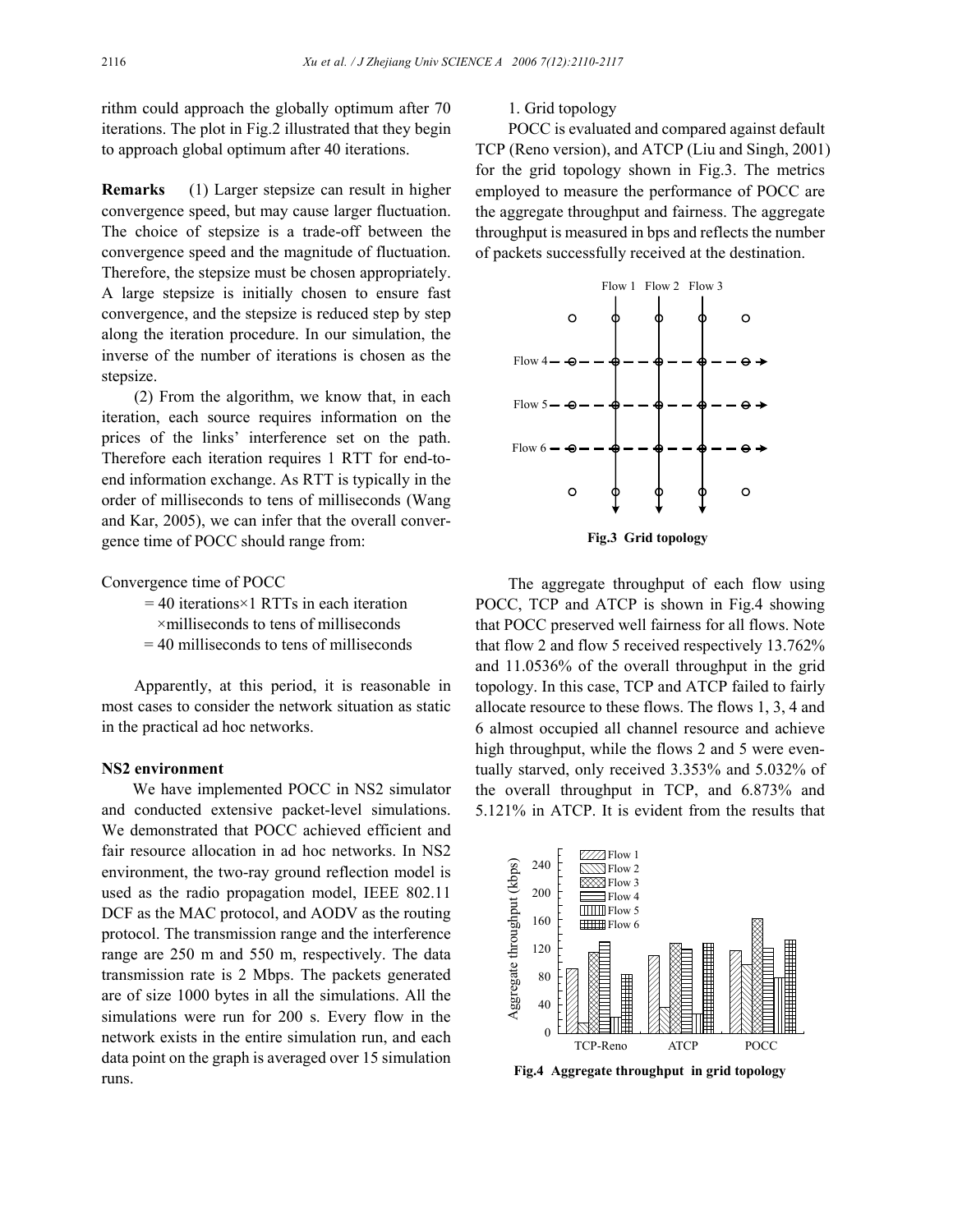rithm could approach the globally optimum after 70 iterations. The plot in Fig.2 illustrated that they begin to approach global optimum after 40 iterations.

**Remarks** (1) Larger stepsize can result in higher convergence speed, but may cause larger fluctuation. The choice of stepsize is a trade-off between the convergence speed and the magnitude of fluctuation. Therefore, the stepsize must be chosen appropriately. A large stepsize is initially chosen to ensure fast convergence, and the stepsize is reduced step by step along the iteration procedure. In our simulation, the inverse of the number of iterations is chosen as the stepsize.

(2) From the algorithm, we know that, in each iteration, each source requires information on the prices of the links' interference set on the path. Therefore each iteration requires 1 RTT for end-to-end information exchange. As RTT is typically in the order of milliseconds to tens of milliseconds (Wang and Kar, 2005), we can infer that the overall convergence time of POCC should range from:

Convergence time of POCC
= 40 iterations×1 RTTs in each iteration ×milliseconds to tens of milliseconds
= 40 milliseconds to tens of milliseconds

Apparently, at this period, it is reasonable in most cases to consider the network situation as static in the practical ad hoc networks.

**NS2 environment**

We have implemented POCC in NS2 simulator and conducted extensive packet-level simulations. We demonstrated that POCC achieved efficient and fair resource allocation in ad hoc networks. In NS2 environment, the two-ray ground reflection model is used as the radio propagation model, IEEE 802.11 DCF as the MAC protocol, and AODV as the routing protocol. The transmission range and the interference range are 250 m and 550 m, respectively. The data transmission rate is 2 Mbps. The packets generated are of size 1000 bytes in all the simulations. All the simulations were run for 200 s. Every flow in the network exists in the entire simulation run, and each data point on the graph is averaged over 15 simulation runs.

1. Grid topology

POCC is evaluated and compared against default TCP (Reno version), and ATCP (Liu and Singh, 2001) for the grid topology shown in Fig.3. The metrics employed to measure the performance of POCC are the aggregate throughput and fairness. The aggregate throughput is measured in bps and reflects the number of packets successfully received at the destination.

**Fig.3 Grid topology**

The aggregate throughput of each flow using POCC, TCP and ATCP is shown in Fig.4 showing that POCC preserved well fairness for all flows. Note that flow 2 and flow 5 received respectively 13.762% and 11.0536% of the overall throughput in the grid topology. In this case, TCP and ATCP failed to fairly allocate resource to these flows. The flows 1, 3, 4 and 6 almost occupied all channel resource and achieve high throughput, while the flows 2 and 5 were eventually starved, only received 3.353% and 5.032% of the overall throughput in TCP, and 6.873% and 5.121% in ATCP. It is evident from the results that

**Fig.4 Aggregate throughput in grid topology**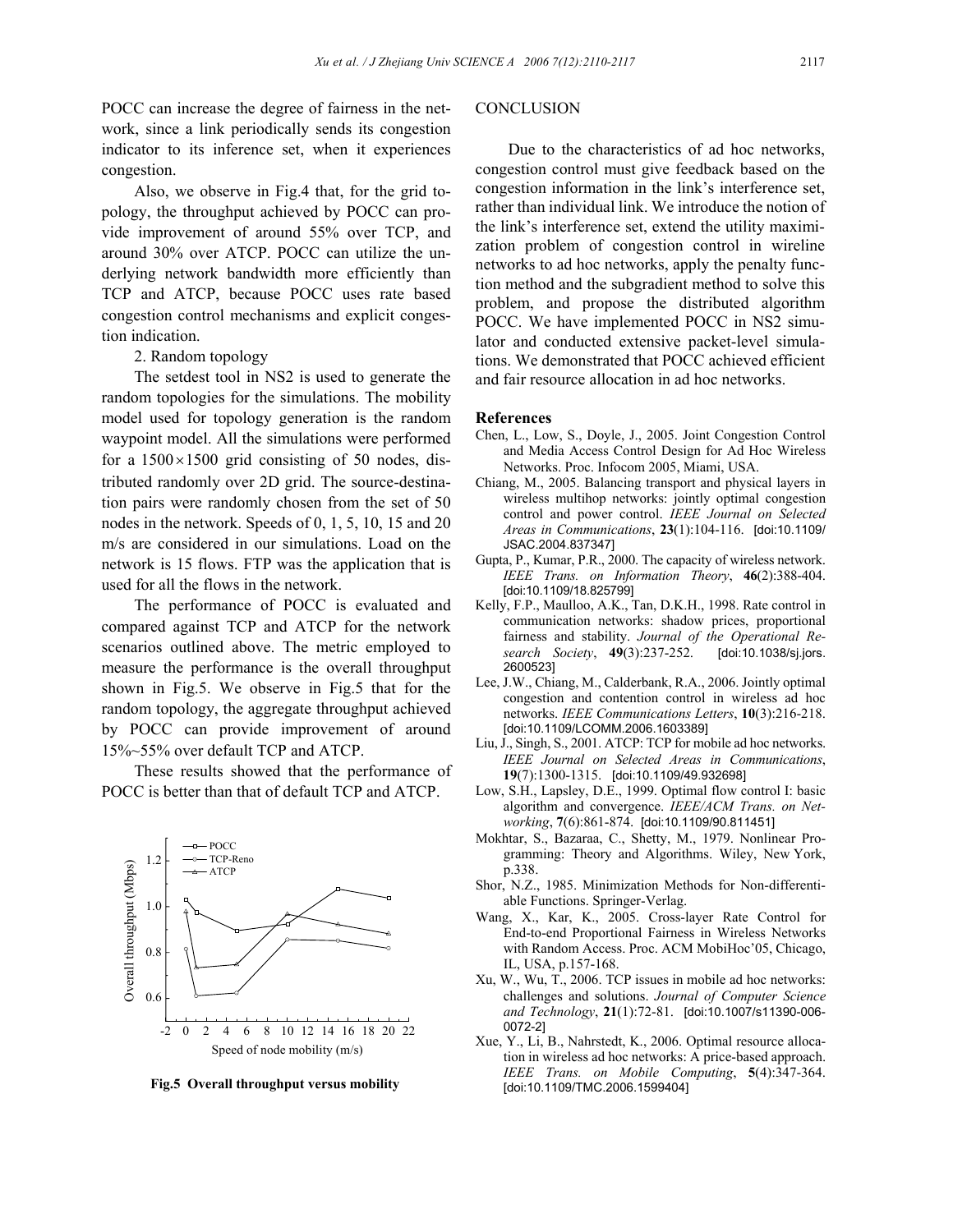POCC can increase the degree of fairness in the network, since a link periodically sends its congestion indicator to its inference set, when it experiences congestion.

Also, we observe in Fig.4 that, for the grid topology, the throughput achieved by POCC can provide improvement of around 55% over TCP, and around 30% over ATCP. POCC can utilize the underlying network bandwidth more efficiently than TCP and ATCP, because POCC uses rate based congestion control mechanisms and explicit congestion indication.

2. Random topology

The setdest tool in NS2 is used to generate the random topologies for the simulations. The mobility model used for topology generation is the random waypoint model. All the simulations were performed for a $1500\times1500$ grid consisting of 50 nodes, distributed randomly over 2D grid. The source-destination pairs were randomly chosen from the set of 50 nodes in the network. Speeds of 0, 1, 5, 10, 15 and 20 m/s are considered in our simulations. Load on the network is 15 flows. FTP was the application that is used for all the flows in the network.

The performance of POCC is evaluated and compared against TCP and ATCP for the network scenarios outlined above. The metric employed to measure the performance is the overall throughput shown in Fig.5. We observe in Fig.5 that for the random topology, the aggregate throughput achieved by POCC can provide improvement of around 15%~55% over default TCP and ATCP.

These results showed that the performance of POCC is better than that of default TCP and ATCP.

POCC
TCP-Reno
ATCP
Overall throughput (Mbps)
1.2
1.0
0.8
0.6
-2 0 2 4 6 8 10 12 14 16 18 20 22
Speed of node mobility (m/s)

**Fig.5 Overall throughput versus mobility**

## CONCLUSION

Due to the characteristics of ad hoc networks, congestion control must give feedback based on the congestion information in the link's interference set, rather than individual link. We introduce the notion of the link's interference set, extend the utility maximization problem of congestion control in wireline networks to ad hoc networks, apply the penalty function method and the subgradient method to solve this problem, and propose the distributed algorithm POCC. We have implemented POCC in NS2 simulator and conducted extensive packet-level simulations. We demonstrated that POCC achieved efficient and fair resource allocation in ad hoc networks.

## References

Chen, L., Low, S., Doyle, J., 2005. Joint Congestion Control and Media Access Control Design for Ad Hoc Wireless Networks. Proc. Infocom 2005, Miami, USA.

Chiang, M., 2005. Balancing transport and physical layers in wireless multihop networks: jointly optimal congestion control and power control. *IEEE Journal on Selected Areas in Communications*, **23**(1):104-116. [doi:10.1109/JSAC.2004.837347]

Gupta, P., Kumar, P.R., 2000. The capacity of wireless network. *IEEE Trans. on Information Theory*, **46**(2):388-404. [doi:10.1109/18.825799]

Kelly, F.P., Maulloo, A.K., Tan, D.K.H., 1998. Rate control in communication networks: shadow prices, proportional fairness and stability. *Journal of the Operational Research Society*, **49**(3):237-252. [doi:10.1038/sj.jors.2600523]

Lee, J.W., Chiang, M., Calderbank, R.A., 2006. Jointly optimal congestion and contention control in wireless ad hoc networks. *IEEE Communications Letters*, **10**(3):216-218. [doi:10.1109/LCOMM.2006.1603389]

Liu, J., Singh, S., 2001. ATCP: TCP for mobile ad hoc networks. *IEEE Journal on Selected Areas in Communications*, **19**(7):1300-1315. [doi:10.1109/49.932698]

Low, S.H., Lapsley, D.E., 1999. Optimal flow control I: basic algorithm and convergence. *IEEE/ACM Trans. on Networking*, **7**(6):861-874. [doi:10.1109/90.811451]

Mokhtar, S., Bazaraa, C., Shetty, M., 1979. Nonlinear Programming: Theory and Algorithms. Wiley, New York, p.338.

Shor, N.Z., 1985. Minimization Methods for Non-differentiable Functions. Springer-Verlag.

Wang, X., Kar, K., 2005. Cross-layer Rate Control for End-to-end Proportional Fairness in Wireless Networks with Random Access. Proc. ACM MobiHoc'05, Chicago, IL, USA, p.157-168.

Xu, W., Wu, T., 2006. TCP issues in mobile ad hoc networks: challenges and solutions. *Journal of Computer Science and Technology*, **21**(1):72-81. [doi:10.1007/s11390-006-0072-2]

Xue, Y., Li, B., Nahrstedt, K., 2006. Optimal resource allocation in wireless ad hoc networks: A price-based approach. *IEEE Trans. on Mobile Computing*, **5**(4):347-364. [doi:10.1109/TMC.2006.1599404]